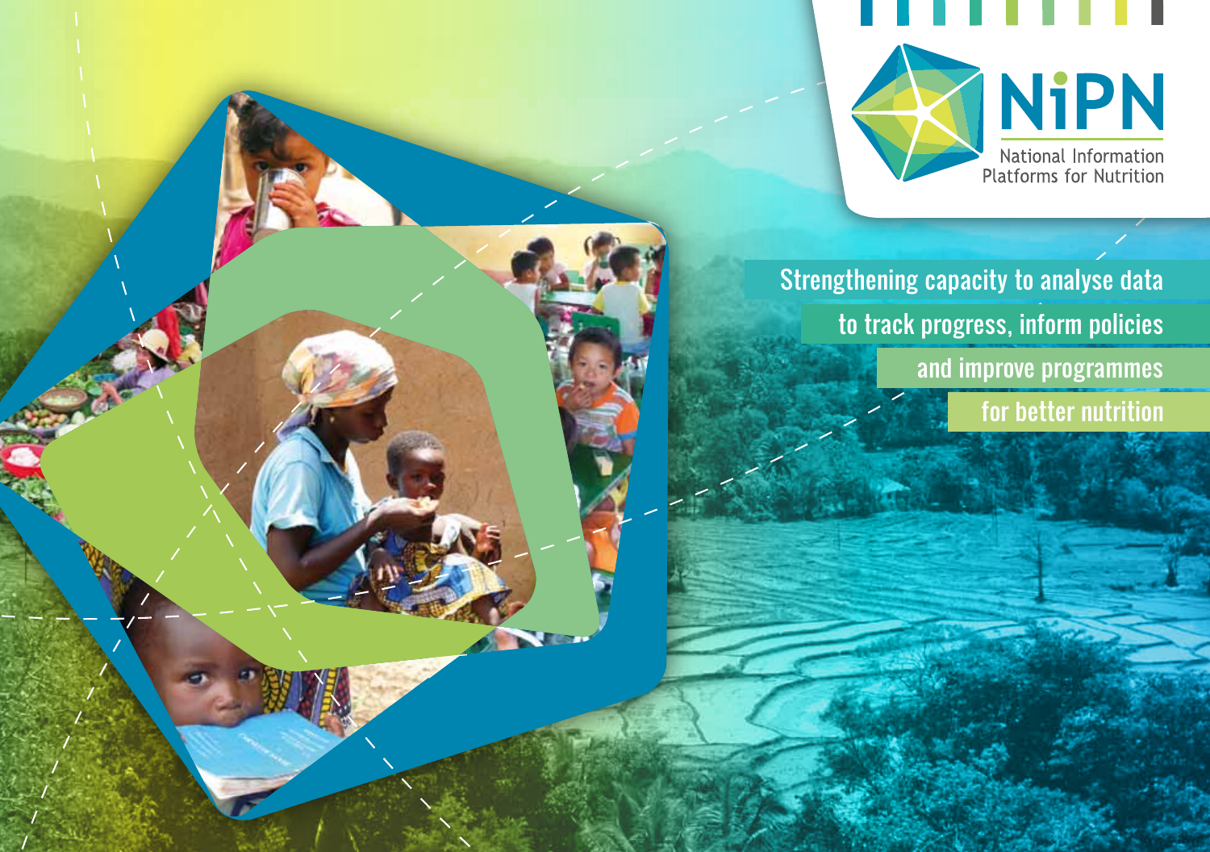# NiPN

National Information Platforms for Nutrition

## Strengthening capacity to analyse data to track progress, inform policies and improve programmes for better nutrition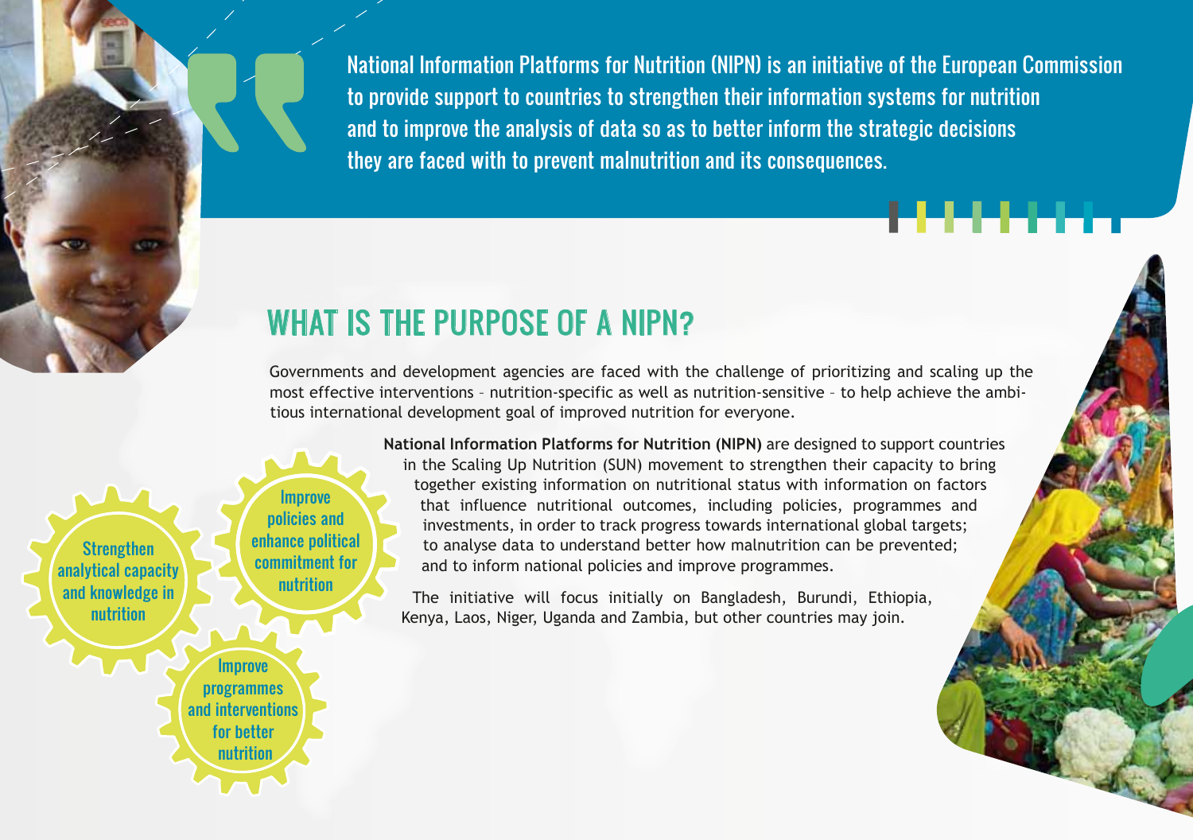National Information Platforms for Nutrition (NIPN) is an initiative of the European Commission to provide support to countries to strengthen their information systems for nutrition and to improve the analysis of data so as to better inform the strategic decisions they are faced with to prevent malnutrition and its consequences.

## WHAT IS THE PURPOSE OF A NIPN?

Governments and development agencies are faced with the challenge of prioritizing and scaling up the most effective interventions – nutrition-specific as well as nutrition-sensitive – to help achieve the ambitious international development goal of improved nutrition for everyone.

**National Information Platforms for Nutrition (NIPN)** are designed to support countries in the Scaling Up Nutrition (SUN) movement to strengthen their capacity to bring together existing information on nutritional status with information on factors that influence nutritional outcomes, including policies, programmes and investments, in order to track progress towards international global targets; to analyse data to understand better how malnutrition can be prevented; and to inform national policies and improve programmes.

The initiative will focus initially on Bangladesh, Burundi, Ethiopia, Kenya, Laos, Niger, Uganda and Zambia, but other countries may join.

- Strengthen analytical capacity and knowledge in nutrition
- Improve policies and enhance political commitment for nutrition
- Improve programmes and interventions for better nutrition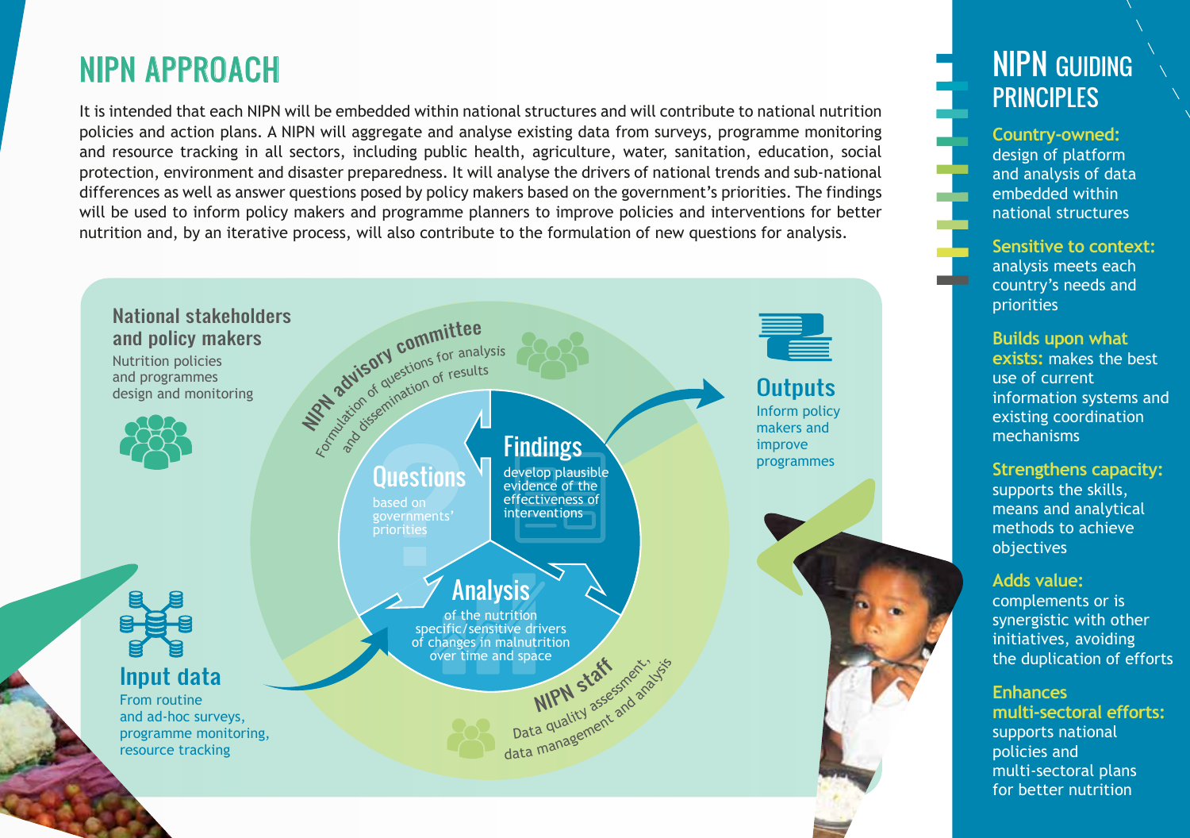# NIPN APPROACH

It is intended that each NIPN will be embedded within national structures and will contribute to national nutrition policies and action plans. A NIPN will aggregate and analyse existing data from surveys, programme monitoring and resource tracking in all sectors, including public health, agriculture, water, sanitation, education, social protection, environment and disaster preparedness. It will analyse the drivers of national trends and sub-national differences as well as answer questions posed by policy makers based on the government's priorities. The findings will be used to inform policy makers and programme planners to improve policies and interventions for better nutrition and, by an iterative process, will also contribute to the formulation of new questions for analysis.

**National stakeholders and policy makers**
Nutrition policies and programmes design and monitoring

**NIPN advisory committee**
Formulation of questions for analysis and dissemination of results

**Questions**
based on governments' priorities

**Findings**
develop plausible evidence of the effectiveness of interventions

**Analysis**
of the nutrition specific/sensitive drivers of changes in malnutrition over time and space

**NIPN staff**
Data quality assessment, data management and analysis

**Outputs**
Inform policy makers and improve programmes

**Input data**
From routine and ad-hoc surveys, programme monitoring, resource tracking

## NIPN GUIDING PRINCIPLES

**Country-owned:** design of platform and analysis of data embedded within national structures

**Sensitive to context:** analysis meets each country's needs and priorities

**Builds upon what exists:** makes the best use of current information systems and existing coordination mechanisms

**Strengthens capacity:** supports the skills, means and analytical methods to achieve objectives

**Adds value:** complements or is synergistic with other initiatives, avoiding the duplication of efforts

**Enhances multi-sectoral efforts:** supports national policies and multi-sectoral plans for better nutrition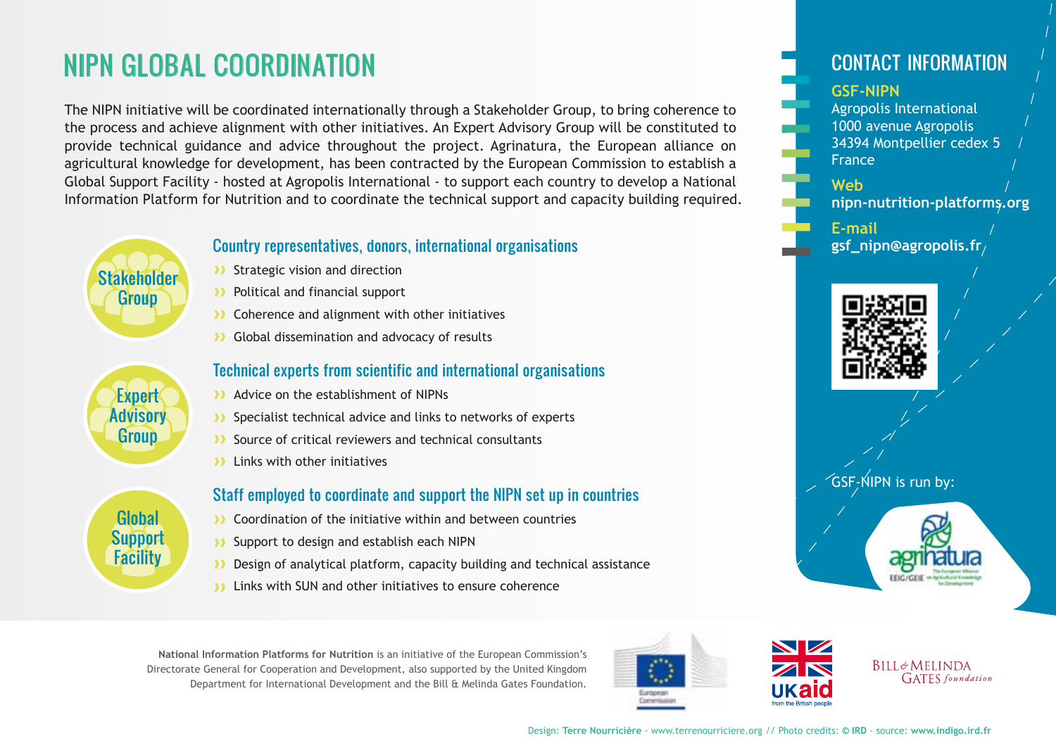# NIPN GLOBAL COORDINATION

The NIPN initiative will be coordinated internationally through a Stakeholder Group, to bring coherence to the process and achieve alignment with other initiatives. An Expert Advisory Group will be constituted to provide technical guidance and advice throughout the project. Agrinatura, the European alliance on agricultural knowledge for development, has been contracted by the European Commission to establish a Global Support Facility - hosted at Agropolis International - to support each country to develop a National Information Platform for Nutrition and to coordinate the technical support and capacity building required.

**Stakeholder Group**

### Country representatives, donors, international organisations

- Strategic vision and direction
- Political and financial support
- Coherence and alignment with other initiatives
- Global dissemination and advocacy of results

**Expert Advisory Group**

### Technical experts from scientific and international organisations

- Advice on the establishment of NIPNs
- Specialist technical advice and links to networks of experts
- Source of critical reviewers and technical consultants
- Links with other initiatives

**Global Support Facility**

### Staff employed to coordinate and support the NIPN set up in countries

- Coordination of the initiative within and between countries
- Support to design and establish each NIPN
- Design of analytical platform, capacity building and technical assistance
- Links with SUN and other initiatives to ensure coherence

## CONTACT INFORMATION

**GSF-NIPN**
Agropolis International
1000 avenue Agropolis
34394 Montpellier cedex 5
France

**Web**
**nipn-nutrition-platforms.org**

**E-mail**
**gsf_nipn@agropolis.fr**

GSF-NIPN is run by:

agrinatura EEIG/GEIE The European Alliance on Agricultural Knowledge for Development

**National Information Platforms for Nutrition** is an initiative of the European Commission's Directorate General for Cooperation and Development, also supported by the United Kingdom Department for International Development and the Bill & Melinda Gates Foundation.

European Commission

UKaid from the British people

Bill & Melinda Gates foundation

Design: **Terre Nourricière** - www.terrenourriciere.org // Photo credits: **© IRD** - source: **www.indigo.ird.fr**